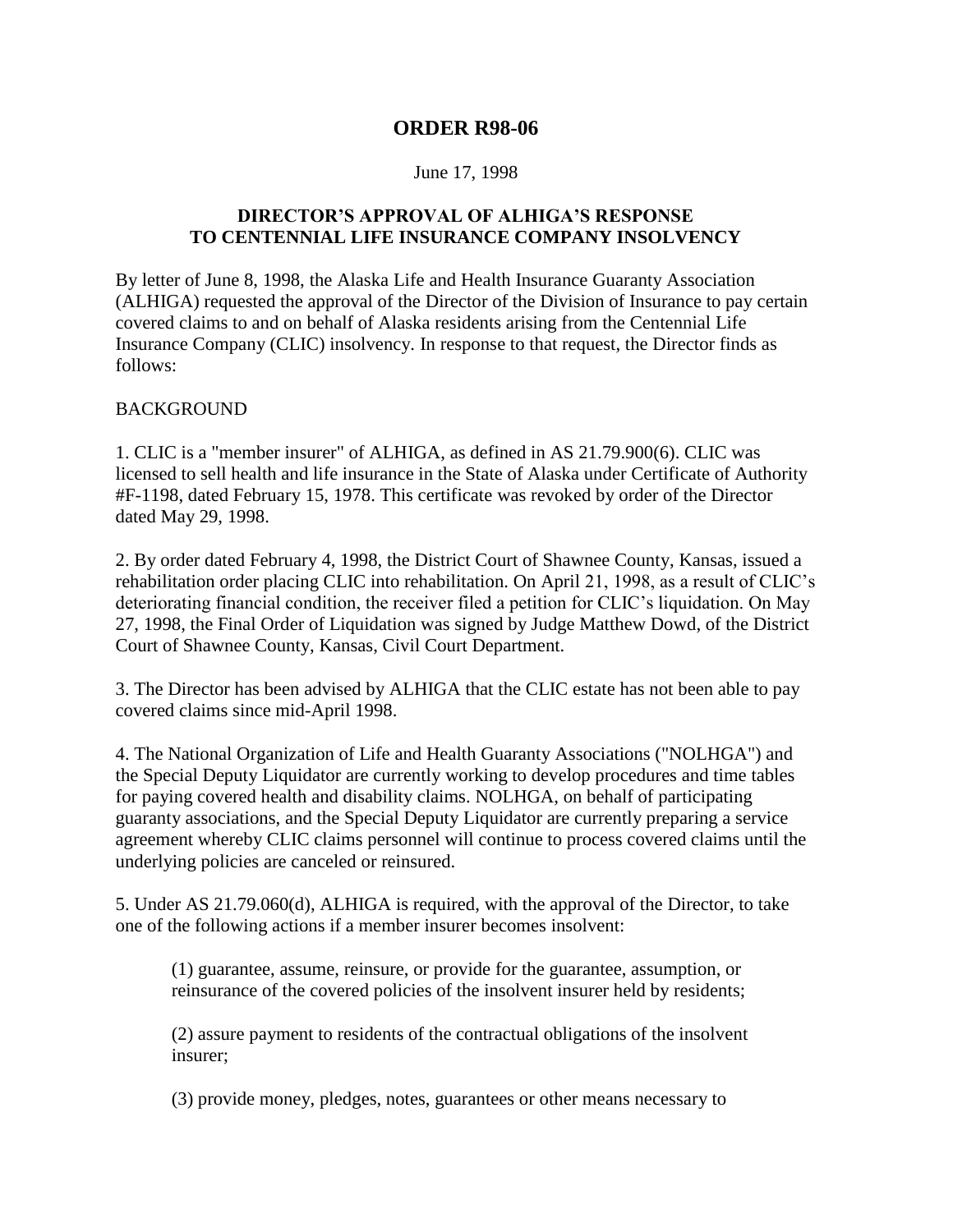# ORDER R98-06

June 17, 1998

## DIRECTOR'S APPROVAL OF ALHIGA'S RESPONSE TO CENTENNIAL LIFE INSURANCE COMPANY INSOLVENCY

By letter of June 8, 1998, the Alaska Life and Health Insurance Guaranty Association (ALHIGA) requested the approval of the Director of the Division of Insurance to pay certain covered claims to and on behalf of Alaska residents arising from the Centennial Life Insurance Company (CLIC) insolvency. In response to that request, the Director finds as follows:

BACKGROUND

1. CLIC is a "member insurer" of ALHIGA, as defined in AS 21.79.900(6). CLIC was licensed to sell health and life insurance in the State of Alaska under Certificate of Authority #F-1198, dated February 15, 1978. This certificate was revoked by order of the Director dated May 29, 1998.

2. By order dated February 4, 1998, the District Court of Shawnee County, Kansas, issued a rehabilitation order placing CLIC into rehabilitation. On April 21, 1998, as a result of CLIC's deteriorating financial condition, the receiver filed a petition for CLIC's liquidation. On May 27, 1998, the Final Order of Liquidation was signed by Judge Matthew Dowd, of the District Court of Shawnee County, Kansas, Civil Court Department.

3. The Director has been advised by ALHIGA that the CLIC estate has not been able to pay covered claims since mid-April 1998.

4. The National Organization of Life and Health Guaranty Associations ("NOLHGA") and the Special Deputy Liquidator are currently working to develop procedures and time tables for paying covered health and disability claims. NOLHGA, on behalf of participating guaranty associations, and the Special Deputy Liquidator are currently preparing a service agreement whereby CLIC claims personnel will continue to process covered claims until the underlying policies are canceled or reinsured.

5. Under AS 21.79.060(d), ALHIGA is required, with the approval of the Director, to take one of the following actions if a member insurer becomes insolvent:

   (1) guarantee, assume, reinsure, or provide for the guarantee, assumption, or reinsurance of the covered policies of the insolvent insurer held by residents;

   (2) assure payment to residents of the contractual obligations of the insolvent insurer;

   (3) provide money, pledges, notes, guarantees or other means necessary to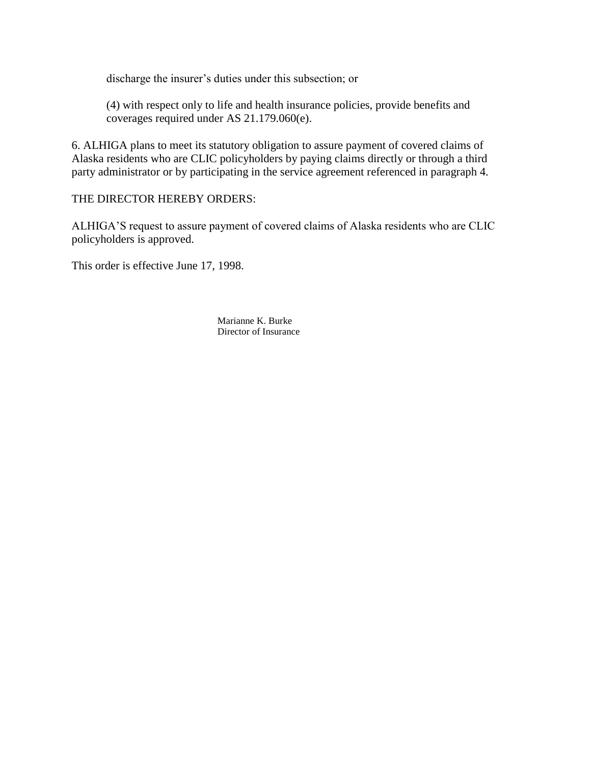discharge the insurer's duties under this subsection; or

(4) with respect only to life and health insurance policies, provide benefits and coverages required under AS 21.179.060(e).

6. ALHIGA plans to meet its statutory obligation to assure payment of covered claims of Alaska residents who are CLIC policyholders by paying claims directly or through a third party administrator or by participating in the service agreement referenced in paragraph 4.

THE DIRECTOR HEREBY ORDERS:

ALHIGA'S request to assure payment of covered claims of Alaska residents who are CLIC policyholders is approved.

This order is effective June 17, 1998.

Marianne K. Burke
Director of Insurance